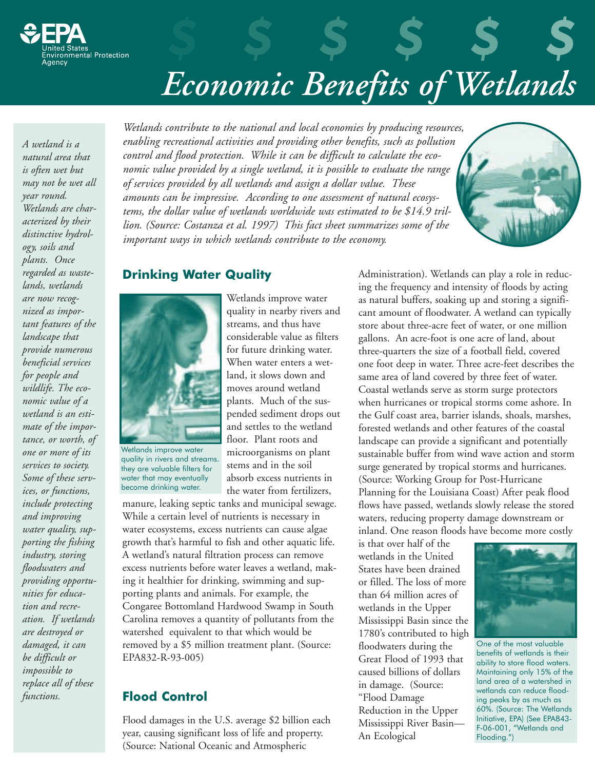# Economic Benefits of Wetlands

*A wetland is a natural area that is often wet but may not be wet all year round. Wetlands are characterized by their distinctive hydrology, soils and plants. Once regarded as wastelands, wetlands are now recognized as important features of the landscape that provide numerous beneficial services for people and wildlife. The economic value of a wetland is an estimate of the importance, or worth, of one or more of its services to society. Some of these services, or functions, include protecting and improving water quality, supporting the fishing industry, storing floodwaters and providing opportunities for education and recreation. If wetlands are destroyed or damaged, it can be difficult or impossible to replace all of these functions.*

*Wetlands contribute to the national and local economies by producing resources, enabling recreational activities and providing other benefits, such as pollution control and flood protection. While it can be difficult to calculate the economic value provided by a single wetland, it is possible to evaluate the range of services provided by all wetlands and assign a dollar value. These amounts can be impressive. According to one assessment of natural ecosystems, the dollar value of wetlands worldwide was estimated to be $14.9 trillion. (Source: Costanza et al. 1997) This fact sheet summarizes some of the important ways in which wetlands contribute to the economy.*

## Drinking Water Quality

Wetlands improve water quality in rivers and streams. they are valuable filters for water that may eventually become drinking water.

Wetlands improve water quality in nearby rivers and streams, and thus have considerable value as filters for future drinking water. When water enters a wetland, it slows down and moves around wetland plants. Much of the suspended sediment drops out and settles to the wetland floor. Plant roots and microorganisms on plant stems and in the soil absorb excess nutrients in the water from fertilizers, manure, leaking septic tanks and municipal sewage. While a certain level of nutrients is necessary in water ecosystems, excess nutrients can cause algae growth that's harmful to fish and other aquatic life. A wetland's natural filtration process can remove excess nutrients before water leaves a wetland, making it healthier for drinking, swimming and supporting plants and animals. For example, the Congaree Bottomland Hardwood Swamp in South Carolina removes a quantity of pollutants from the watershed equivalent to that which would be removed by a $5 million treatment plant. (Source: EPA832-R-93-005)

## Flood Control

Flood damages in the U.S. average $2 billion each year, causing significant loss of life and property. (Source: National Oceanic and Atmospheric Administration). Wetlands can play a role in reducing the frequency and intensity of floods by acting as natural buffers, soaking up and storing a significant amount of floodwater. A wetland can typically store about three-acre feet of water, or one million gallons. An acre-foot is one acre of land, about three-quarters the size of a football field, covered one foot deep in water. Three acre-feet describes the same area of land covered by three feet of water. Coastal wetlands serve as storm surge protectors when hurricanes or tropical storms come ashore. In the Gulf coast area, barrier islands, shoals, marshes, forested wetlands and other features of the coastal landscape can provide a significant and potentially sustainable buffer from wind wave action and storm surge generated by tropical storms and hurricanes. (Source: Working Group for Post-Hurricane Planning for the Louisiana Coast) After peak flood flows have passed, wetlands slowly release the stored waters, reducing property damage downstream or inland. One reason floods have become more costly is that over half of the wetlands in the United States have been drained or filled. The loss of more than 64 million acres of wetlands in the Upper Mississippi Basin since the 1780's contributed to high floodwaters during the Great Flood of 1993 that caused billions of dollars in damage. (Source: "Flood Damage Reduction in the Upper Mississippi River Basin—An Ecological

One of the most valuable benefits of wetlands is their ability to store flood waters. Maintaining only 15% of the land area of a watershed in wetlands can reduce flooding peaks by as much as 60%. (Source: The Wetlands Initiative, EPA) (See EPA843-F-06-001, "Wetlands and Flooding.")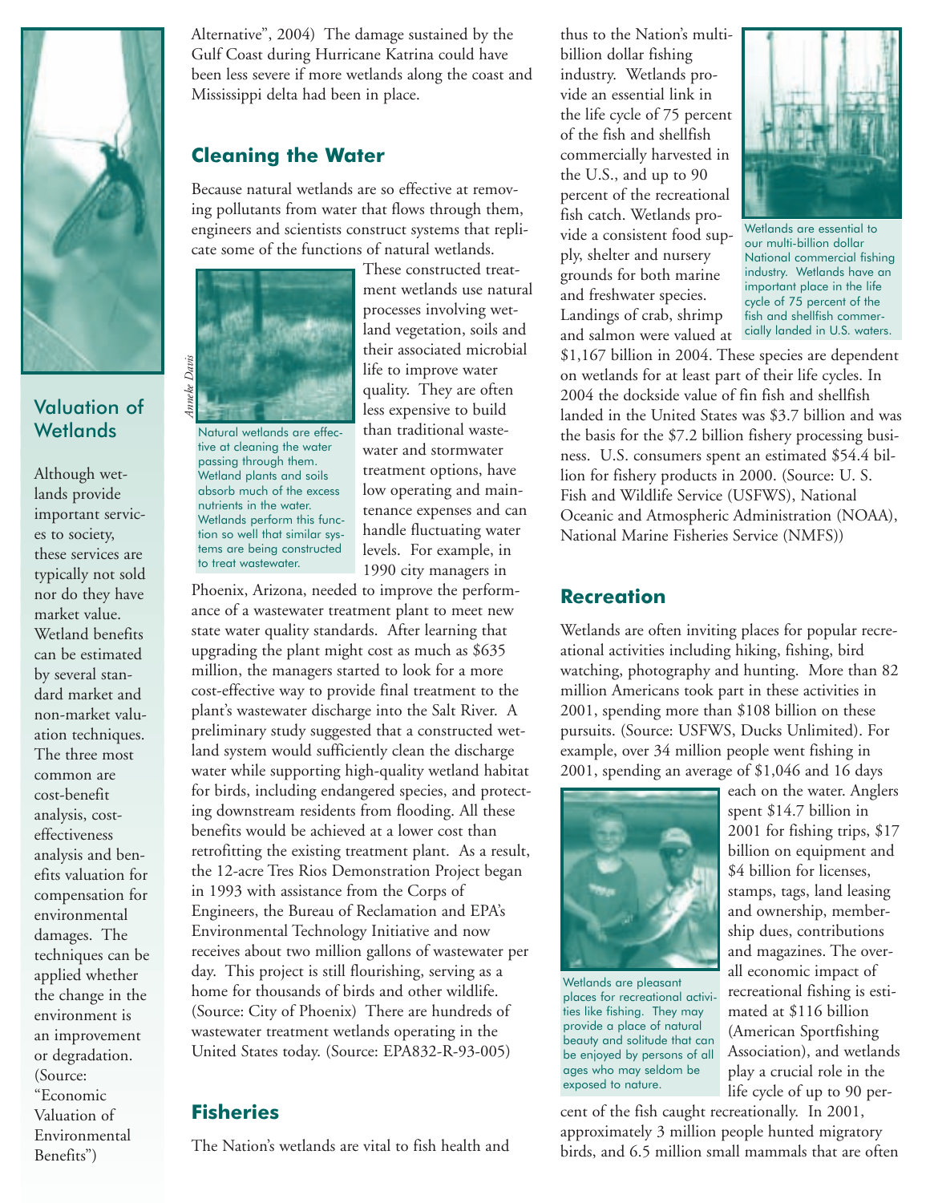## Valuation of Wetlands

Although wetlands provide important services to society, these services are typically not sold nor do they have market value. Wetland benefits can be estimated by several standard market and non-market valuation techniques. The three most common are cost-benefit analysis, cost-effectiveness analysis and benefits valuation for compensation for environmental damages. The techniques can be applied whether the change in the environment is an improvement or degradation. (Source: "Economic Valuation of Environmental Benefits")

Alternative", 2004) The damage sustained by the Gulf Coast during Hurricane Katrina could have been less severe if more wetlands along the coast and Mississippi delta had been in place.

## Cleaning the Water

Because natural wetlands are so effective at removing pollutants from water that flows through them, engineers and scientists construct systems that replicate some of the functions of natural wetlands. These constructed treatment wetlands use natural processes involving wetland vegetation, soils and their associated microbial life to improve water quality. They are often less expensive to build than traditional wastewater and stormwater treatment options, have low operating and maintenance expenses and can handle fluctuating water levels. For example, in 1990 city managers in Phoenix, Arizona, needed to improve the performance of a wastewater treatment plant to meet new state water quality standards. After learning that upgrading the plant might cost as much as $635 million, the managers started to look for a more cost-effective way to provide final treatment to the plant's wastewater discharge into the Salt River. A preliminary study suggested that a constructed wetland system would sufficiently clean the discharge water while supporting high-quality wetland habitat for birds, including endangered species, and protecting downstream residents from flooding. All these benefits would be achieved at a lower cost than retrofitting the existing treatment plant. As a result, the 12-acre Tres Rios Demonstration Project began in 1993 with assistance from the Corps of Engineers, the Bureau of Reclamation and EPA's Environmental Technology Initiative and now receives about two million gallons of wastewater per day. This project is still flourishing, serving as a home for thousands of birds and other wildlife. (Source: City of Phoenix) There are hundreds of wastewater treatment wetlands operating in the United States today. (Source: EPA832-R-93-005)

*Anneke Davis*

Natural wetlands are effective at cleaning the water passing through them. Wetland plants and soils absorb much of the excess nutrients in the water. Wetlands perform this function so well that similar systems are being constructed to treat wastewater.

## Fisheries

The Nation's wetlands are vital to fish health and thus to the Nation's multi-billion dollar fishing industry. Wetlands provide an essential link in the life cycle of 75 percent of the fish and shellfish commercially harvested in the U.S., and up to 90 percent of the recreational fish catch. Wetlands provide a consistent food supply, shelter and nursery grounds for both marine and freshwater species. Landings of crab, shrimp and salmon were valued at $1,167 billion in 2004. These species are dependent on wetlands for at least part of their life cycles. In 2004 the dockside value of fin fish and shellfish landed in the United States was $3.7 billion and was the basis for the $7.2 billion fishery processing business. U.S. consumers spent an estimated $54.4 billion for fishery products in 2000. (Source: U. S. Fish and Wildlife Service (USFWS), National Oceanic and Atmospheric Administration (NOAA), National Marine Fisheries Service (NMFS))

Wetlands are essential to our multi-billion dollar National commercial fishing industry. Wetlands have an important place in the life cycle of 75 percent of the fish and shellfish commercially landed in U.S. waters.

## Recreation

Wetlands are often inviting places for popular recreational activities including hiking, fishing, bird watching, photography and hunting. More than 82 million Americans took part in these activities in 2001, spending more than $108 billion on these pursuits. (Source: USFWS, Ducks Unlimited). For example, over 34 million people went fishing in 2001, spending an average of $1,046 and 16 days each on the water. Anglers spent $14.7 billion in 2001 for fishing trips, $17 billion on equipment and $4 billion for licenses, stamps, tags, land leasing and ownership, membership dues, contributions and magazines. The overall economic impact of recreational fishing is estimated at $116 billion (American Sportfishing Association), and wetlands play a crucial role in the life cycle of up to 90 percent of the fish caught recreationally. In 2001, approximately 3 million people hunted migratory birds, and 6.5 million small mammals that are often

Wetlands are pleasant places for recreational activities like fishing. They may provide a place of natural beauty and solitude that can be enjoyed by persons of all ages who may seldom be exposed to nature.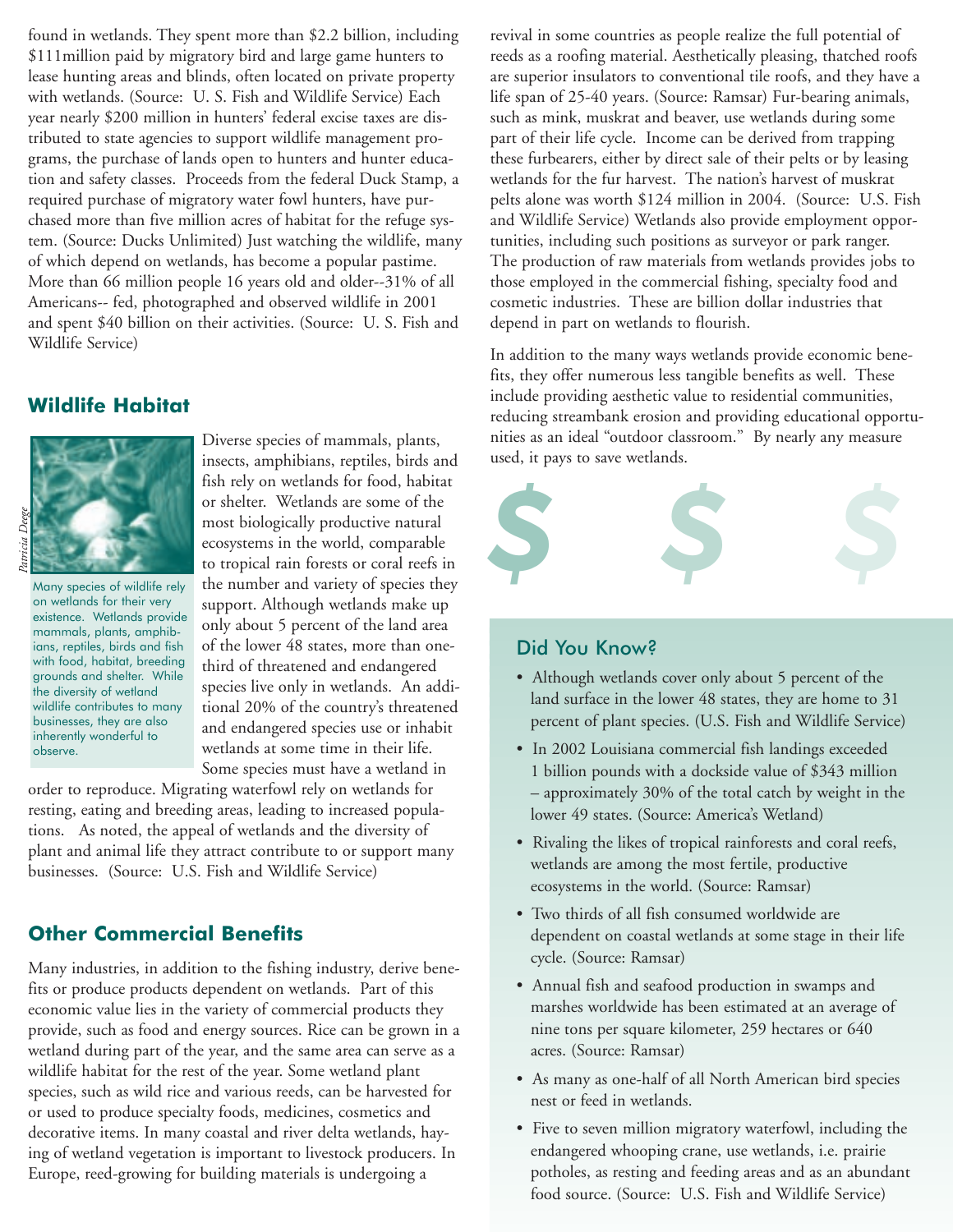found in wetlands. They spent more than $2.2 billion, including $111million paid by migratory bird and large game hunters to lease hunting areas and blinds, often located on private property with wetlands. (Source: U. S. Fish and Wildlife Service) Each year nearly $200 million in hunters' federal excise taxes are distributed to state agencies to support wildlife management programs, the purchase of lands open to hunters and hunter education and safety classes. Proceeds from the federal Duck Stamp, a required purchase of migratory water fowl hunters, have purchased more than five million acres of habitat for the refuge system. (Source: Ducks Unlimited) Just watching the wildlife, many of which depend on wetlands, has become a popular pastime. More than 66 million people 16 years old and older--31% of all Americans-- fed, photographed and observed wildlife in 2001 and spent $40 billion on their activities. (Source: U. S. Fish and Wildlife Service)

## Wildlife Habitat

*Patricia Deege*

Many species of wildlife rely on wetlands for their very existence. Wetlands provide mammals, plants, amphibians, reptiles, birds and fish with food, habitat, breeding grounds and shelter. While the diversity of wetland wildlife contributes to many businesses, they are also inherently wonderful to observe.

Diverse species of mammals, plants, insects, amphibians, reptiles, birds and fish rely on wetlands for food, habitat or shelter. Wetlands are some of the most biologically productive natural ecosystems in the world, comparable to tropical rain forests or coral reefs in the number and variety of species they support. Although wetlands make up only about 5 percent of the land area of the lower 48 states, more than one-third of threatened and endangered species live only in wetlands. An additional 20% of the country's threatened and endangered species use or inhabit wetlands at some time in their life. Some species must have a wetland in order to reproduce. Migrating waterfowl rely on wetlands for resting, eating and breeding areas, leading to increased populations. As noted, the appeal of wetlands and the diversity of plant and animal life they attract contribute to or support many businesses. (Source: U.S. Fish and Wildlife Service)

## Other Commercial Benefits

Many industries, in addition to the fishing industry, derive benefits or produce products dependent on wetlands. Part of this economic value lies in the variety of commercial products they provide, such as food and energy sources. Rice can be grown in a wetland during part of the year, and the same area can serve as a wildlife habitat for the rest of the year. Some wetland plant species, such as wild rice and various reeds, can be harvested for or used to produce specialty foods, medicines, cosmetics and decorative items. In many coastal and river delta wetlands, haying of wetland vegetation is important to livestock producers. In Europe, reed-growing for building materials is undergoing a revival in some countries as people realize the full potential of reeds as a roofing material. Aesthetically pleasing, thatched roofs are superior insulators to conventional tile roofs, and they have a life span of 25-40 years. (Source: Ramsar) Fur-bearing animals, such as mink, muskrat and beaver, use wetlands during some part of their life cycle. Income can be derived from trapping these furbearers, either by direct sale of their pelts or by leasing wetlands for the fur harvest. The nation's harvest of muskrat pelts alone was worth $124 million in 2004. (Source: U.S. Fish and Wildlife Service) Wetlands also provide employment opportunities, including such positions as surveyor or park ranger. The production of raw materials from wetlands provides jobs to those employed in the commercial fishing, specialty food and cosmetic industries. These are billion dollar industries that depend in part on wetlands to flourish.

In addition to the many ways wetlands provide economic benefits, they offer numerous less tangible benefits as well. These include providing aesthetic value to residential communities, reducing streambank erosion and providing educational opportunities as an ideal "outdoor classroom." By nearly any measure used, it pays to save wetlands.

$ $ $

### Did You Know?

- Although wetlands cover only about 5 percent of the land surface in the lower 48 states, they are home to 31 percent of plant species. (U.S. Fish and Wildlife Service)
- In 2002 Louisiana commercial fish landings exceeded 1 billion pounds with a dockside value of $343 million – approximately 30% of the total catch by weight in the lower 49 states. (Source: America's Wetland)
- Rivaling the likes of tropical rainforests and coral reefs, wetlands are among the most fertile, productive ecosystems in the world. (Source: Ramsar)
- Two thirds of all fish consumed worldwide are dependent on coastal wetlands at some stage in their life cycle. (Source: Ramsar)
- Annual fish and seafood production in swamps and marshes worldwide has been estimated at an average of nine tons per square kilometer, 259 hectares or 640 acres. (Source: Ramsar)
- As many as one-half of all North American bird species nest or feed in wetlands.
- Five to seven million migratory waterfowl, including the endangered whooping crane, use wetlands, i.e. prairie potholes, as resting and feeding areas and as an abundant food source. (Source: U.S. Fish and Wildlife Service)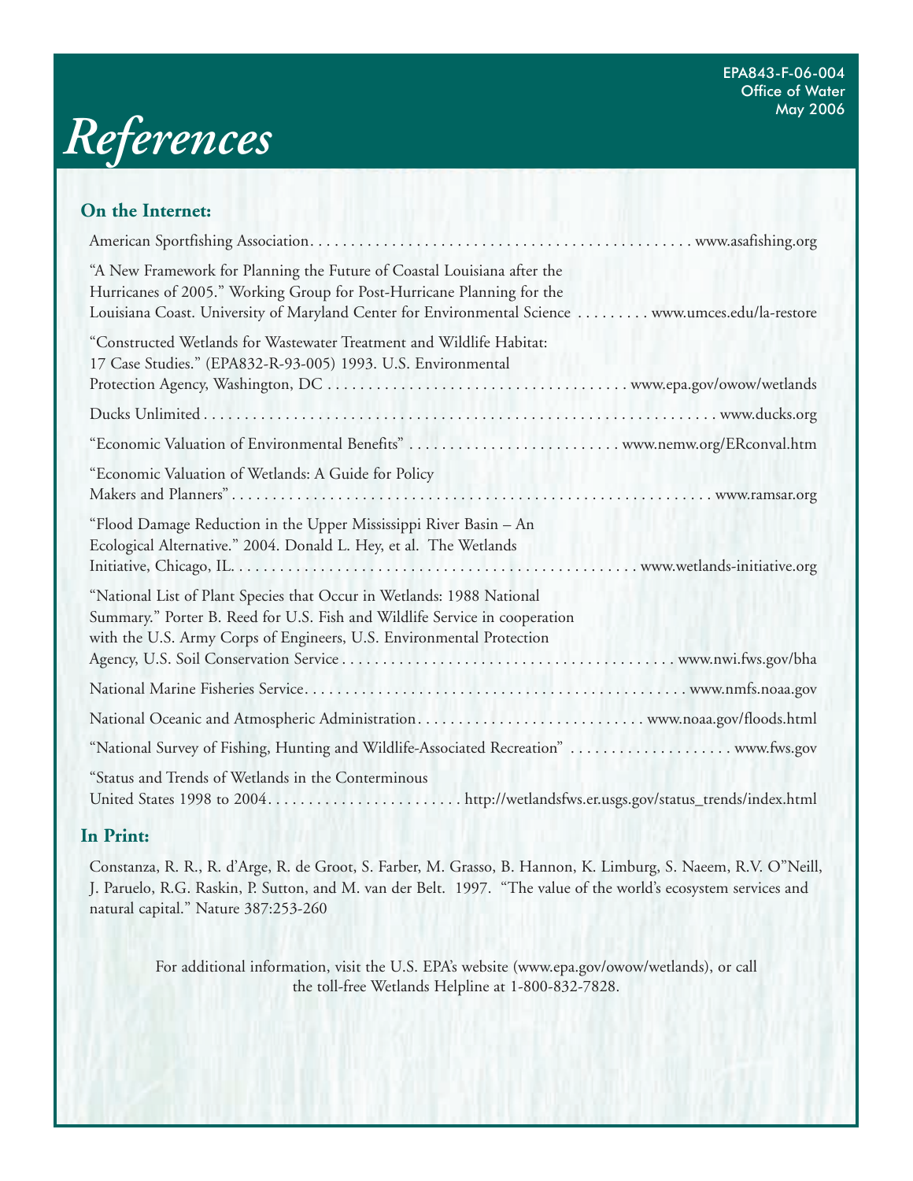EPA843-F-06-004
Office of Water
May 2006

# *References*

## On the Internet:

American Sportfishing Association . . . . . . . . . . . . . . . . . . . . . . . . . . . . . . . . . . . . . . . . . . . . . . www.asafishing.org

"A New Framework for Planning the Future of Coastal Louisiana after the Hurricanes of 2005." Working Group for Post-Hurricane Planning for the Louisiana Coast. University of Maryland Center for Environmental Science . . . . . . . . . www.umces.edu/la-restore

"Constructed Wetlands for Wastewater Treatment and Wildlife Habitat: 17 Case Studies." (EPA832-R-93-005) 1993. U.S. Environmental Protection Agency, Washington, DC . . . . . . . . . . . . . . . . . . . . . . . . . . . . . . . . . . . . www.epa.gov/owow/wetlands

Ducks Unlimited . . . . . . . . . . . . . . . . . . . . . . . . . . . . . . . . . . . . . . . . . . . . . . . . . . . . . . . . . . . . . . . . www.ducks.org

"Economic Valuation of Environmental Benefits" . . . . . . . . . . . . . . . . . . . . . . . . . www.nemw.org/ERconval.htm

"Economic Valuation of Wetlands: A Guide for Policy Makers and Planners" . . . . . . . . . . . . . . . . . . . . . . . . . . . . . . . . . . . . . . . . . . . . . . . . . . . . . . . www.ramsar.org

"Flood Damage Reduction in the Upper Mississippi River Basin – An Ecological Alternative." 2004. Donald L. Hey, et al. The Wetlands Initiative, Chicago, IL. . . . . . . . . . . . . . . . . . . . . . . . . . . . . . . . . . . . . . . . . . . . . . . . . www.wetlands-initiative.org

"National List of Plant Species that Occur in Wetlands: 1988 National Summary." Porter B. Reed for U.S. Fish and Wildlife Service in cooperation with the U.S. Army Corps of Engineers, U.S. Environmental Protection Agency, U.S. Soil Conservation Service . . . . . . . . . . . . . . . . . . . . . . . . . . . . . . . . . . . . . . . . www.nwi.fws.gov/bha

National Marine Fisheries Service. . . . . . . . . . . . . . . . . . . . . . . . . . . . . . . . . . . . . . . . . . . . . . www.nmfs.noaa.gov

National Oceanic and Atmospheric Administration . . . . . . . . . . . . . . . . . . . . . . . . . . . www.noaa.gov/floods.html

"National Survey of Fishing, Hunting and Wildlife-Associated Recreation" . . . . . . . . . . . . . . . . . . . . www.fws.gov

"Status and Trends of Wetlands in the Conterminous United States 1998 to 2004 . . . . . . . . . . . . . . . . . . . . . . . . http://wetlandsfws.er.usgs.gov/status_trends/index.html

## In Print:

Constanza, R. R., R. d'Arge, R. de Groot, S. Farber, M. Grasso, B. Hannon, K. Limburg, S. Naeem, R.V. O"Neill, J. Paruelo, R.G. Raskin, P. Sutton, and M. van der Belt. 1997. "The value of the world's ecosystem services and natural capital." Nature 387:253-260

For additional information, visit the U.S. EPA's website (www.epa.gov/owow/wetlands), or call the toll-free Wetlands Helpline at 1-800-832-7828.